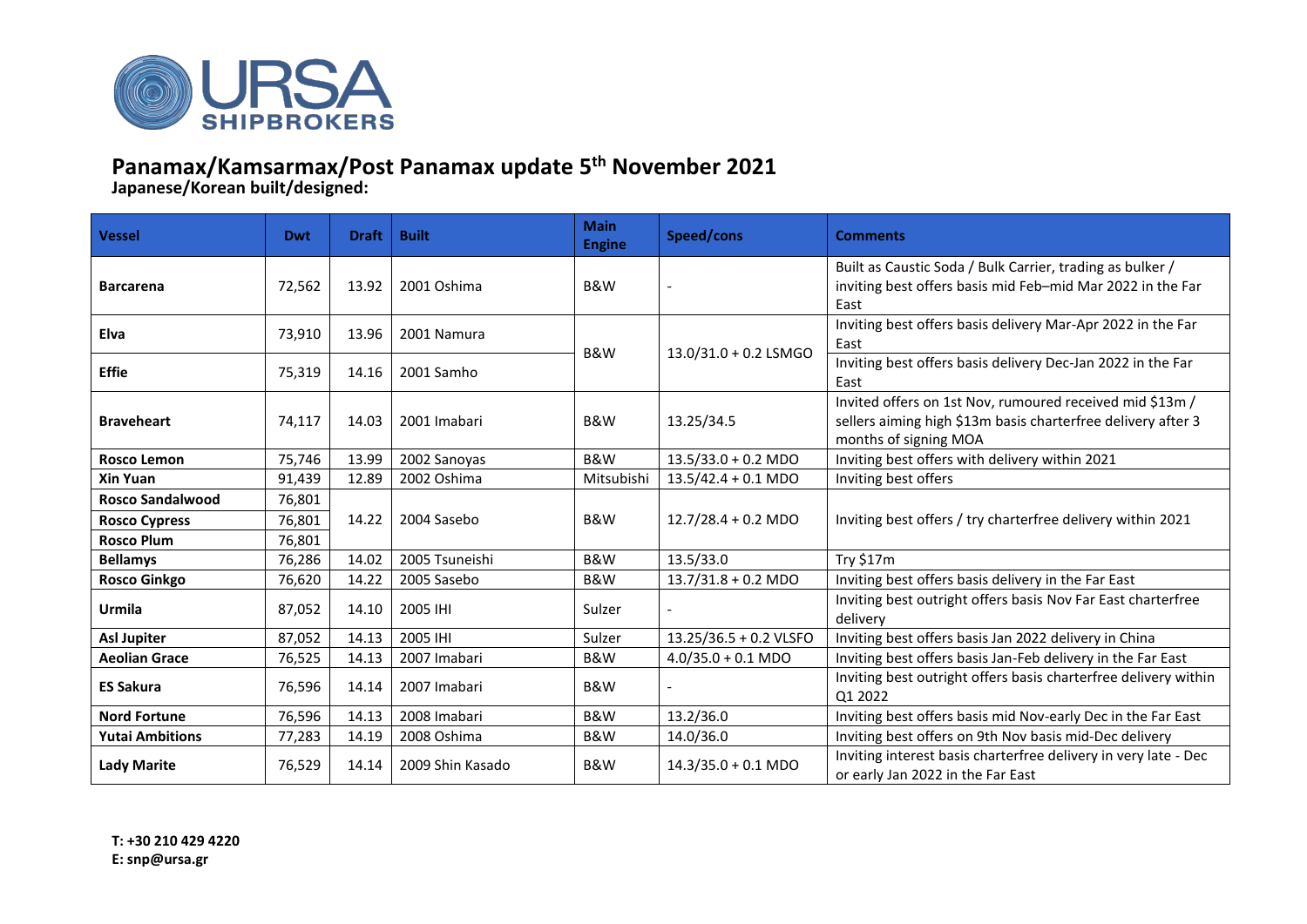URSA SHIPBROKERS

# Panamax/Kamsarmax/Post Panamax update 5th November 2021

**Japanese/Korean built/designed:**

| Vessel | Dwt | Draft | Built | Main Engine | Speed/cons | Comments |
|---|---|---|---|---|---|---|
| **Barcarena** | 72,562 | 13.92 | 2001 Oshima | B&W | - | Built as Caustic Soda / Bulk Carrier, trading as bulker / inviting best offers basis mid Feb–mid Mar 2022 in the Far East |
| **Elva** | 73,910 | 13.96 | 2001 Namura | B&W | 13.0/31.0 + 0.2 LSMGO | Inviting best offers basis delivery Mar-Apr 2022 in the Far East |
| **Effie** | 75,319 | 14.16 | 2001 Samho | | | Inviting best offers basis delivery Dec-Jan 2022 in the Far East |
| **Braveheart** | 74,117 | 14.03 | 2001 Imabari | B&W | 13.25/34.5 | Invited offers on 1st Nov, rumoured received mid $13m / sellers aiming high $13m basis charterfree delivery after 3 months of signing MOA |
| **Rosco Lemon** | 75,746 | 13.99 | 2002 Sanoyas | B&W | 13.5/33.0 + 0.2 MDO | Inviting best offers with delivery within 2021 |
| **Xin Yuan** | 91,439 | 12.89 | 2002 Oshima | Mitsubishi | 13.5/42.4 + 0.1 MDO | Inviting best offers |
| **Rosco Sandalwood** | 76,801 | 14.22 | 2004 Sasebo | B&W | 12.7/28.4 + 0.2 MDO | Inviting best offers / try charterfree delivery within 2021 |
| **Rosco Cypress** | 76,801 | | | | | |
| **Rosco Plum** | 76,801 | | | | | |
| **Bellamys** | 76,286 | 14.02 | 2005 Tsuneishi | B&W | 13.5/33.0 | Try $17m |
| **Rosco Ginkgo** | 76,620 | 14.22 | 2005 Sasebo | B&W | 13.7/31.8 + 0.2 MDO | Inviting best offers basis delivery in the Far East |
| **Urmila** | 87,052 | 14.10 | 2005 IHI | Sulzer | - | Inviting best outright offers basis Nov Far East charterfree delivery |
| **Asl Jupiter** | 87,052 | 14.13 | 2005 IHI | Sulzer | 13.25/36.5 + 0.2 VLSFO | Inviting best offers basis Jan 2022 delivery in China |
| **Aeolian Grace** | 76,525 | 14.13 | 2007 Imabari | B&W | 4.0/35.0 + 0.1 MDO | Inviting best offers basis Jan-Feb delivery in the Far East |
| **ES Sakura** | 76,596 | 14.14 | 2007 Imabari | B&W | - | Inviting best outright offers basis charterfree delivery within Q1 2022 |
| **Nord Fortune** | 76,596 | 14.13 | 2008 Imabari | B&W | 13.2/36.0 | Inviting best offers basis mid Nov-early Dec in the Far East |
| **Yutai Ambitions** | 77,283 | 14.19 | 2008 Oshima | B&W | 14.0/36.0 | Inviting best offers on 9th Nov basis mid-Dec delivery |
| **Lady Marite** | 76,529 | 14.14 | 2009 Shin Kasado | B&W | 14.3/35.0 + 0.1 MDO | Inviting interest basis charterfree delivery in very late - Dec or early Jan 2022 in the Far East |

**T: +30 210 429 4220**
**E: snp@ursa.gr**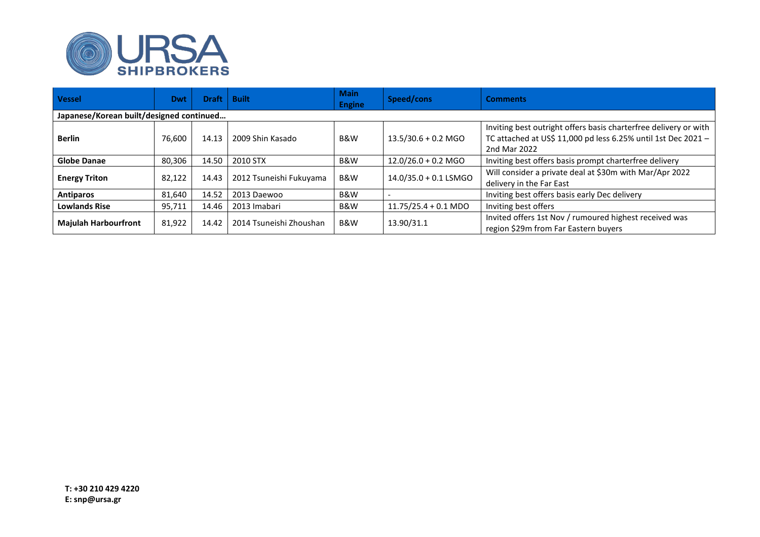| Vessel | Dwt | Draft | Built | Main Engine | Speed/cons | Comments |
|---|---|---|---|---|---|---|
| **Japanese/Korean built/designed continued…** | | | | | | |
| **Berlin** | 76,600 | 14.13 | 2009 Shin Kasado | B&W | 13.5/30.6 + 0.2 MGO | Inviting best outright offers basis charterfree delivery or with TC attached at US$ 11,000 pd less 6.25% until 1st Dec 2021 – 2nd Mar 2022 |
| **Globe Danae** | 80,306 | 14.50 | 2010 STX | B&W | 12.0/26.0 + 0.2 MGO | Inviting best offers basis prompt charterfree delivery |
| **Energy Triton** | 82,122 | 14.43 | 2012 Tsuneishi Fukuyama | B&W | 14.0/35.0 + 0.1 LSMGO | Will consider a private deal at $30m with Mar/Apr 2022 delivery in the Far East |
| **Antiparos** | 81,640 | 14.52 | 2013 Daewoo | B&W | - | Inviting best offers basis early Dec delivery |
| **Lowlands Rise** | 95,711 | 14.46 | 2013 Imabari | B&W | 11.75/25.4 + 0.1 MDO | Inviting best offers |
| **Majulah Harbourfront** | 81,922 | 14.42 | 2014 Tsuneishi Zhoushan | B&W | 13.90/31.1 | Invited offers 1st Nov / rumoured highest received was region $29m from Far Eastern buyers |

**T: +30 210 429 4220**
**E: snp@ursa.gr**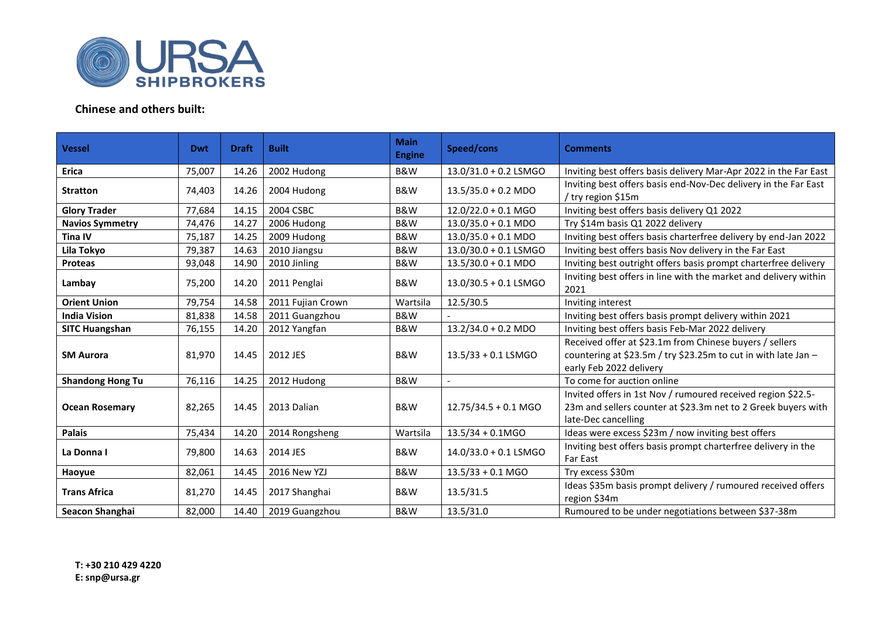**Chinese and others built:**

| Vessel | Dwt | Draft | Built | Main Engine | Speed/cons | Comments |
|---|---|---|---|---|---|---|
| **Erica** | 75,007 | 14.26 | 2002 Hudong | B&W | 13.0/31.0 + 0.2 LSMGO | Inviting best offers basis delivery Mar-Apr 2022 in the Far East |
| **Stratton** | 74,403 | 14.26 | 2004 Hudong | B&W | 13.5/35.0 + 0.2 MDO | Inviting best offers basis end-Nov-Dec delivery in the Far East / try region $15m |
| **Glory Trader** | 77,684 | 14.15 | 2004 CSBC | B&W | 12.0/22.0 + 0.1 MGO | Inviting best offers basis delivery Q1 2022 |
| **Navios Symmetry** | 74,476 | 14.27 | 2006 Hudong | B&W | 13.0/35.0 + 0.1 MDO | Try $14m basis Q1 2022 delivery |
| **Tina IV** | 75,187 | 14.25 | 2009 Hudong | B&W | 13.0/35.0 + 0.1 MDO | Inviting best offers basis charterfree delivery by end-Jan 2022 |
| **Lila Tokyo** | 79,387 | 14.63 | 2010 Jiangsu | B&W | 13.0/30.0 + 0.1 LSMGO | Inviting best offers basis Nov delivery in the Far East |
| **Proteas** | 93,048 | 14.90 | 2010 Jinling | B&W | 13.5/30.0 + 0.1 MDO | Inviting best outright offers basis prompt charterfree delivery |
| **Lambay** | 75,200 | 14.20 | 2011 Penglai | B&W | 13.0/30.5 + 0.1 LSMGO | Inviting best offers in line with the market and delivery within 2021 |
| **Orient Union** | 79,754 | 14.58 | 2011 Fujian Crown | Wartsila | 12.5/30.5 | Inviting interest |
| **India Vision** | 81,838 | 14.58 | 2011 Guangzhou | B&W | - | Inviting best offers basis prompt delivery within 2021 |
| **SITC Huangshan** | 76,155 | 14.20 | 2012 Yangfan | B&W | 13.2/34.0 + 0.2 MDO | Inviting best offers basis Feb-Mar 2022 delivery |
| **SM Aurora** | 81,970 | 14.45 | 2012 JES | B&W | 13.5/33 + 0.1 LSMGO | Received offer at $23.1m from Chinese buyers / sellers countering at $23.5m / try $23.25m to cut in with late Jan – early Feb 2022 delivery |
| **Shandong Hong Tu** | 76,116 | 14.25 | 2012 Hudong | B&W | - | To come for auction online |
| **Ocean Rosemary** | 82,265 | 14.45 | 2013 Dalian | B&W | 12.75/34.5 + 0.1 MGO | Invited offers in 1st Nov / rumoured received region $22.5-23m and sellers counter at $23.3m net to 2 Greek buyers with late-Dec cancelling |
| **Palais** | 75,434 | 14.20 | 2014 Rongsheng | Wartsila | 13.5/34 + 0.1MGO | Ideas were excess $23m / now inviting best offers |
| **La Donna I** | 79,800 | 14.63 | 2014 JES | B&W | 14.0/33.0 + 0.1 LSMGO | Inviting best offers basis prompt charterfree delivery in the Far East |
| **Haoyue** | 82,061 | 14.45 | 2016 New YZJ | B&W | 13.5/33 + 0.1 MGO | Try excess $30m |
| **Trans Africa** | 81,270 | 14.45 | 2017 Shanghai | B&W | 13.5/31.5 | Ideas $35m basis prompt delivery / rumoured received offers region $34m |
| **Seacon Shanghai** | 82,000 | 14.40 | 2019 Guangzhou | B&W | 13.5/31.0 | Rumoured to be under negotiations between $37-38m |

**T: +30 210 429 4220**
**E: snp@ursa.gr**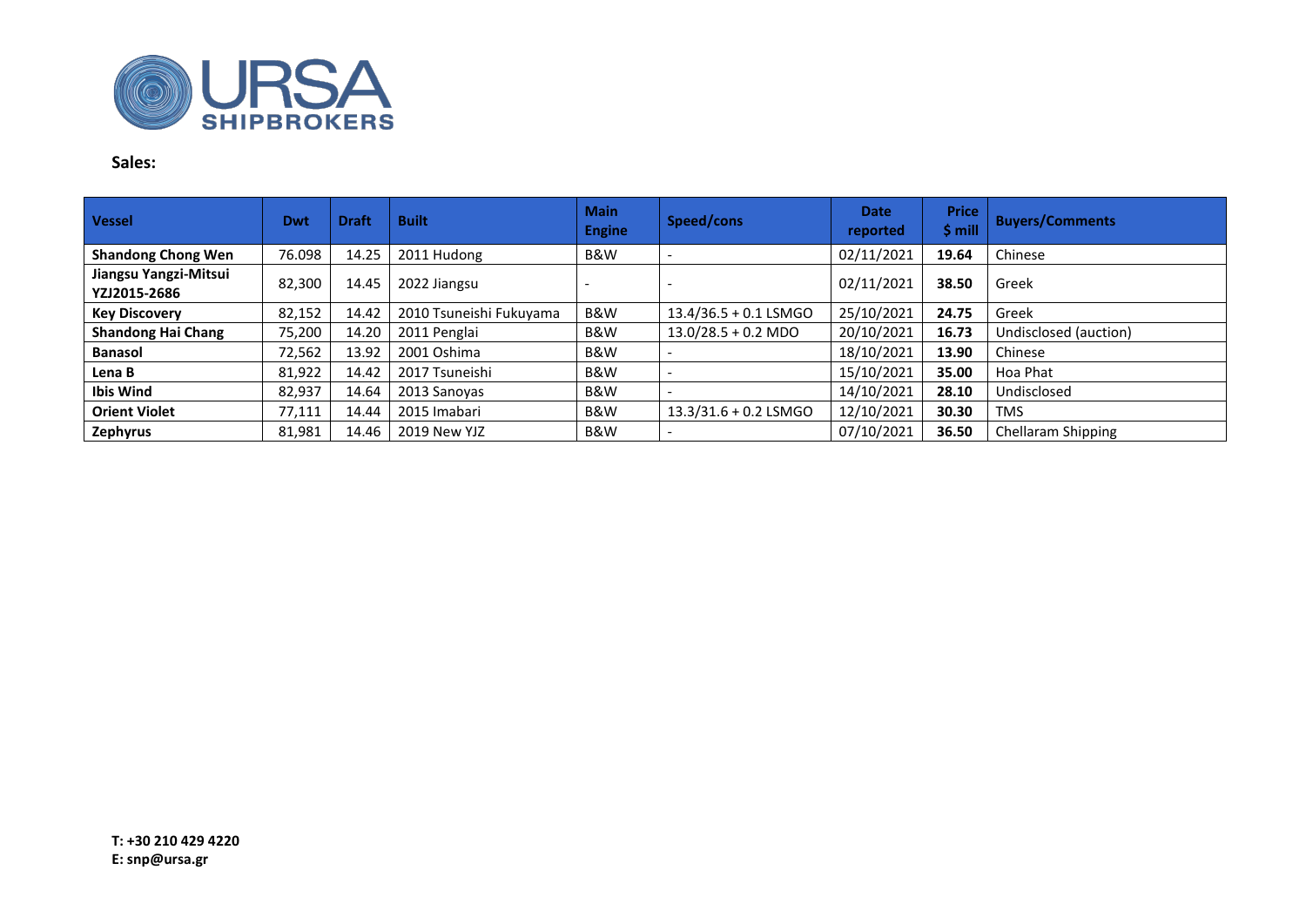## Sales:

| Vessel | Dwt | Draft | Built | Main Engine | Speed/cons | Date reported | Price $ mill | Buyers/Comments |
|---|---|---|---|---|---|---|---|---|
| **Shandong Chong Wen** | 76.098 | 14.25 | 2011 Hudong | B&W | - | 02/11/2021 | **19.64** | Chinese |
| **Jiangsu Yangzi-Mitsui YZJ2015-2686** | 82,300 | 14.45 | 2022 Jiangsu | - | - | 02/11/2021 | **38.50** | Greek |
| **Key Discovery** | 82,152 | 14.42 | 2010 Tsuneishi Fukuyama | B&W | 13.4/36.5 + 0.1 LSMGO | 25/10/2021 | **24.75** | Greek |
| **Shandong Hai Chang** | 75,200 | 14.20 | 2011 Penglai | B&W | 13.0/28.5 + 0.2 MDO | 20/10/2021 | **16.73** | Undisclosed (auction) |
| **Banasol** | 72,562 | 13.92 | 2001 Oshima | B&W | - | 18/10/2021 | **13.90** | Chinese |
| **Lena B** | 81,922 | 14.42 | 2017 Tsuneishi | B&W | - | 15/10/2021 | **35.00** | Hoa Phat |
| **Ibis Wind** | 82,937 | 14.64 | 2013 Sanoyas | B&W | - | 14/10/2021 | **28.10** | Undisclosed |
| **Orient Violet** | 77,111 | 14.44 | 2015 Imabari | B&W | 13.3/31.6 + 0.2 LSMGO | 12/10/2021 | **30.30** | TMS |
| **Zephyrus** | 81,981 | 14.46 | 2019 New YJZ | B&W | - | 07/10/2021 | **36.50** | Chellaram Shipping |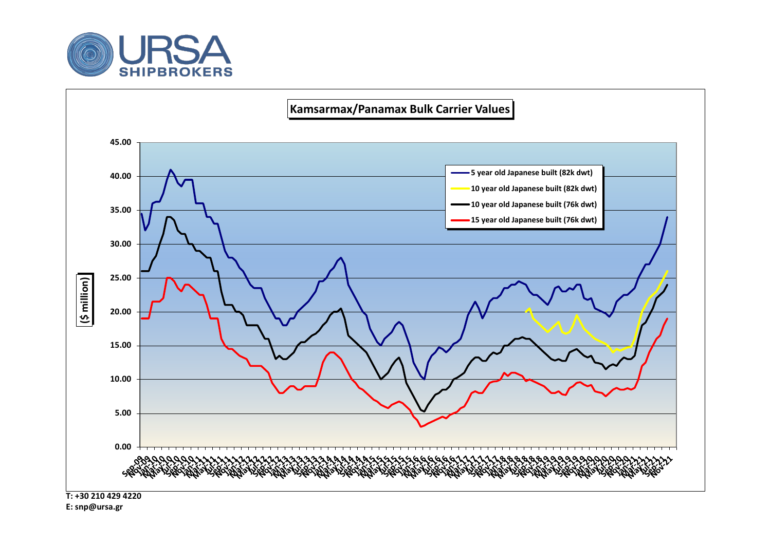URSA SHIPBROKERS

**Kamsarmax/Panamax Bulk Carrier Values**

($ million)

45.00
40.00
35.00
30.00
25.00
20.00
15.00
10.00
5.00
0.00

5 year old Japanese built (82k dwt)
10 year old Japanese built (82k dwt)
10 year old Japanese built (76k dwt)
15 year old Japanese built (76k dwt)

Sep-09 Nov-09 Jan-10 Mar-10 May-10 Jul-10 Sep-10 Nov-10 Jan-11 Mar-11 May-11 Jul-11 Sep-11 Nov-11 Jan-12 Mar-12 May-12 Jul-12 Sep-12 Nov-12 Jan-13 Mar-13 May-13 Jul-13 Sep-13 Nov-13 Jan-14 Mar-14 May-14 Jul-14 Sep-14 Nov-14 Jan-15 Mar-15 May-15 Jul-15 Sep-15 Nov-15 Jan-16 Mar-16 May-16 Jul-16 Sep-16 Nov-16 Jan-17 Mar-17 May-17 Jul-17 Sep-17 Nov-17 Jan-18 Mar-18 May-18 Jul-18 Sep-18 Nov-18 Jan-19 Mar-19 May-19 Jul-19 Sep-19 Nov-19 Jan-20 Mar-20 May-20 Jul-20 Sep-20 Nov-20 Jan-21 Mar-21 May-21 Jul-21 Sep-21 Nov-21

T: +30 210 429 4220
E: snp@ursa.gr